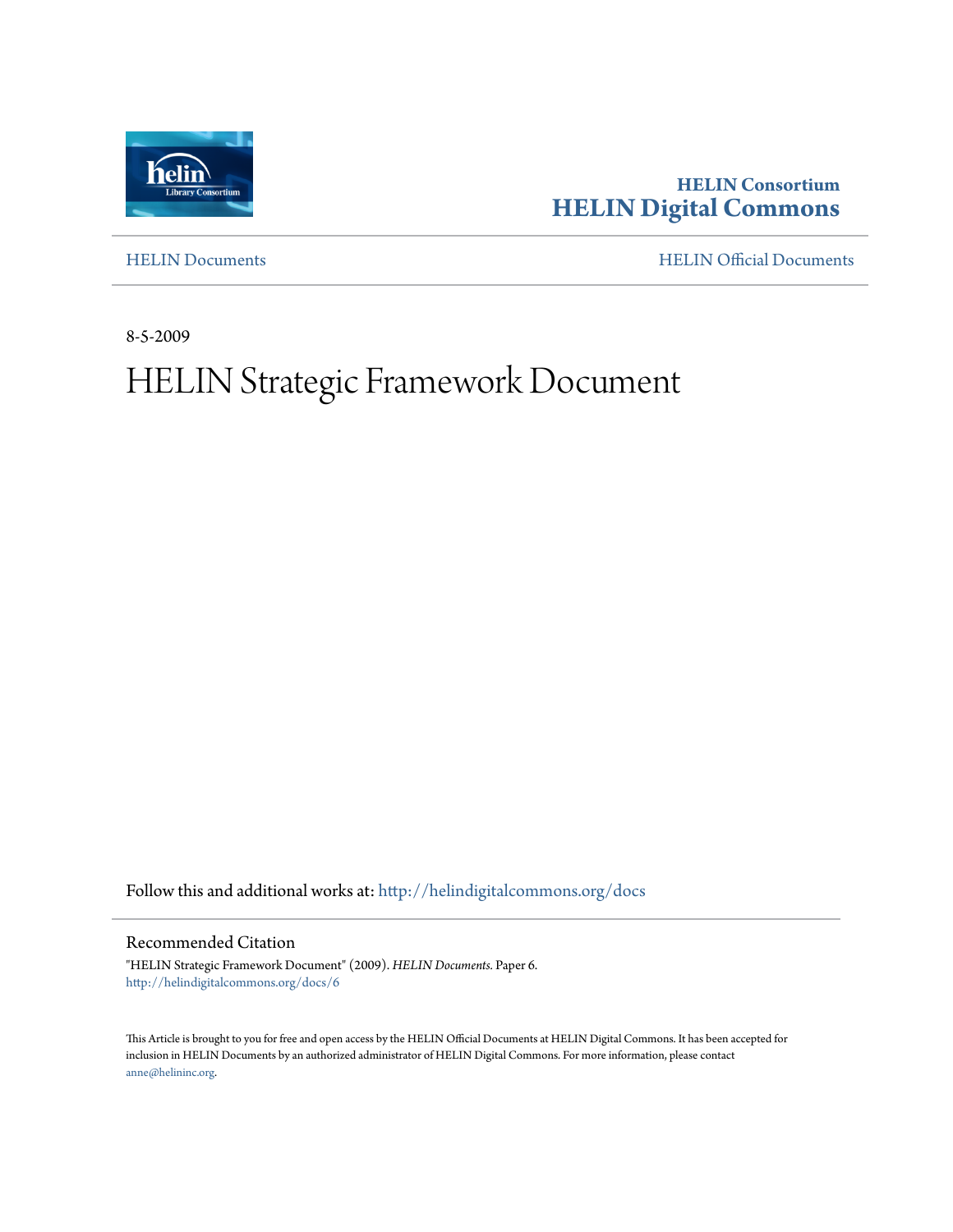HELIN Consortium
**HELIN Digital Commons**

HELIN Documents | HELIN Official Documents

8-5-2009

# HELIN Strategic Framework Document

Follow this and additional works at: http://helindigitalcommons.org/docs

## Recommended Citation

"HELIN Strategic Framework Document" (2009). *HELIN Documents.* Paper 6.
http://helindigitalcommons.org/docs/6

This Article is brought to you for free and open access by the HELIN Official Documents at HELIN Digital Commons. It has been accepted for inclusion in HELIN Documents by an authorized administrator of HELIN Digital Commons. For more information, please contact anne@helininc.org.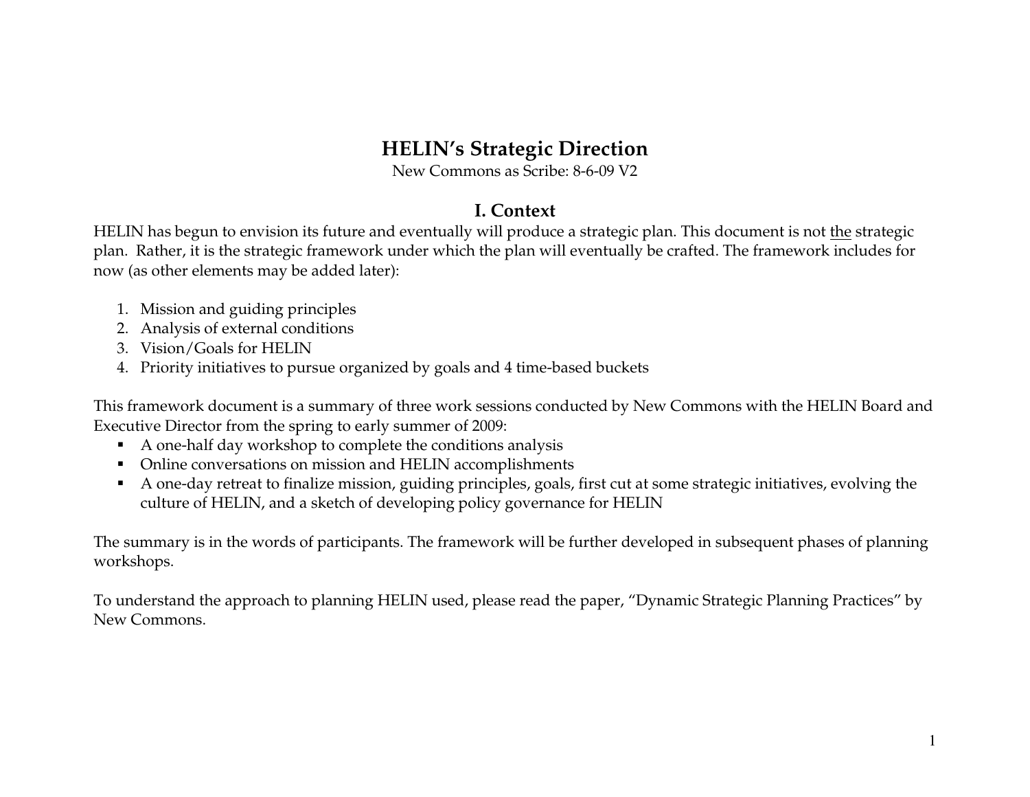# HELIN's Strategic Direction

New Commons as Scribe: 8-6-09 V2

## I. Context

HELIN has begun to envision its future and eventually will produce a strategic plan. This document is not <u>the</u> strategic plan. Rather, it is the strategic framework under which the plan will eventually be crafted. The framework includes for now (as other elements may be added later):

1. Mission and guiding principles
2. Analysis of external conditions
3. Vision/Goals for HELIN
4. Priority initiatives to pursue organized by goals and 4 time-based buckets

This framework document is a summary of three work sessions conducted by New Commons with the HELIN Board and Executive Director from the spring to early summer of 2009:

- A one-half day workshop to complete the conditions analysis
- Online conversations on mission and HELIN accomplishments
- A one-day retreat to finalize mission, guiding principles, goals, first cut at some strategic initiatives, evolving the culture of HELIN, and a sketch of developing policy governance for HELIN

The summary is in the words of participants. The framework will be further developed in subsequent phases of planning workshops.

To understand the approach to planning HELIN used, please read the paper, "Dynamic Strategic Planning Practices" by New Commons.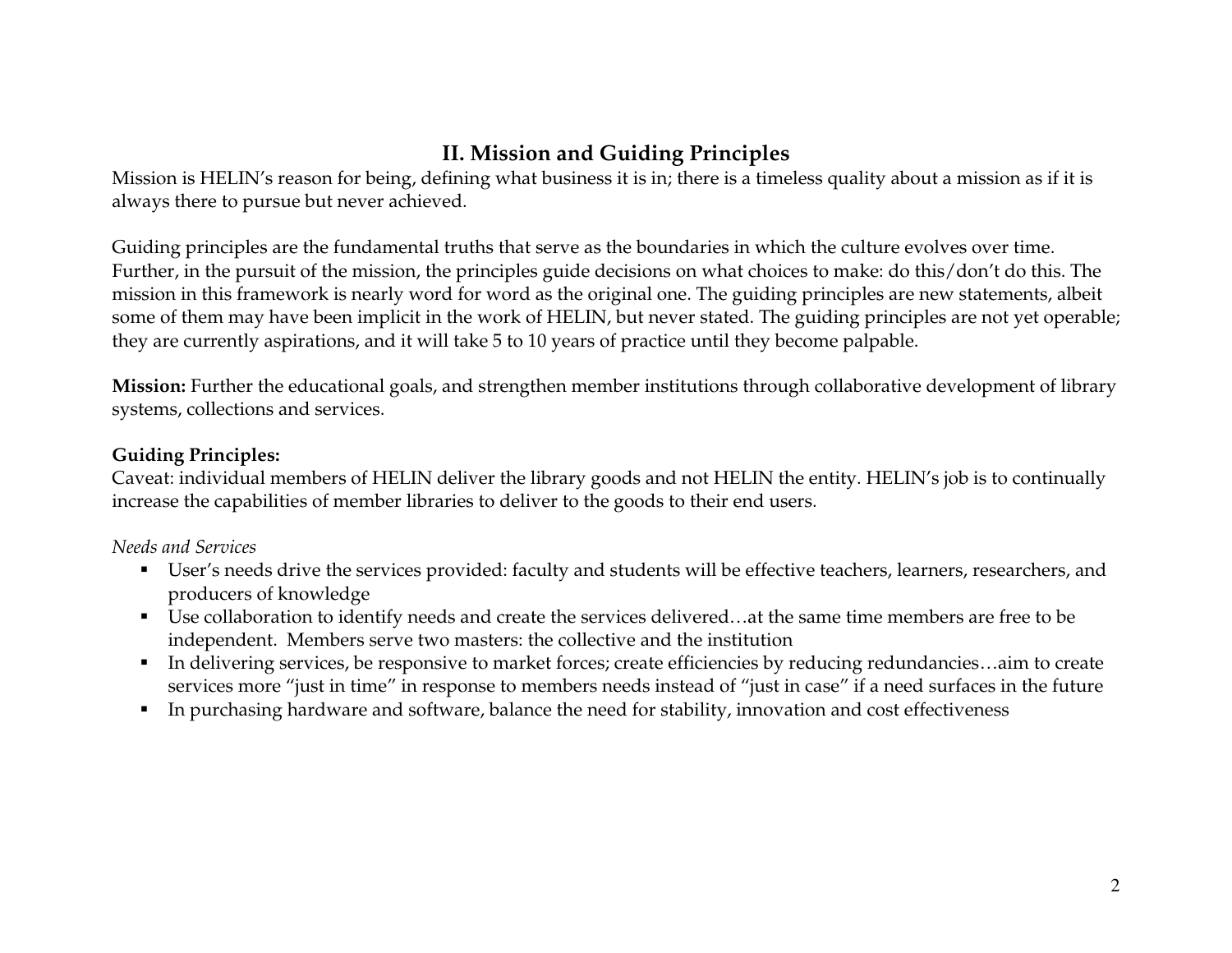## II. Mission and Guiding Principles

Mission is HELIN's reason for being, defining what business it is in; there is a timeless quality about a mission as if it is always there to pursue but never achieved.

Guiding principles are the fundamental truths that serve as the boundaries in which the culture evolves over time. Further, in the pursuit of the mission, the principles guide decisions on what choices to make: do this/don't do this. The mission in this framework is nearly word for word as the original one. The guiding principles are new statements, albeit some of them may have been implicit in the work of HELIN, but never stated. The guiding principles are not yet operable; they are currently aspirations, and it will take 5 to 10 years of practice until they become palpable.

**Mission:** Further the educational goals, and strengthen member institutions through collaborative development of library systems, collections and services.

**Guiding Principles:**

Caveat: individual members of HELIN deliver the library goods and not HELIN the entity. HELIN's job is to continually increase the capabilities of member libraries to deliver to the goods to their end users.

*Needs and Services*

- User's needs drive the services provided: faculty and students will be effective teachers, learners, researchers, and producers of knowledge
- Use collaboration to identify needs and create the services delivered…at the same time members are free to be independent. Members serve two masters: the collective and the institution
- In delivering services, be responsive to market forces; create efficiencies by reducing redundancies…aim to create services more "just in time" in response to members needs instead of "just in case" if a need surfaces in the future
- In purchasing hardware and software, balance the need for stability, innovation and cost effectiveness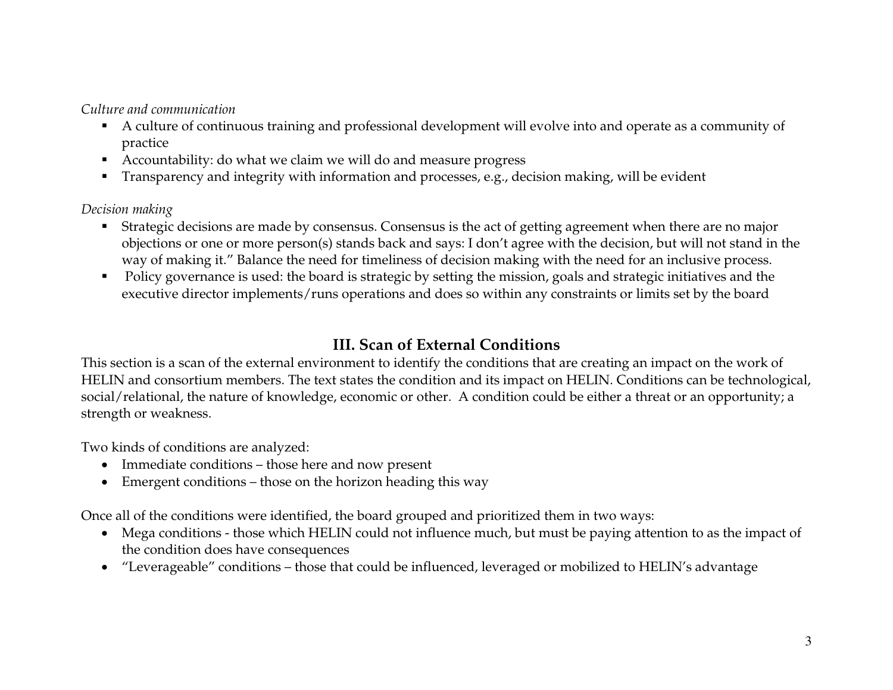*Culture and communication*

- A culture of continuous training and professional development will evolve into and operate as a community of practice
- Accountability: do what we claim we will do and measure progress
- Transparency and integrity with information and processes, e.g., decision making, will be evident

*Decision making*

- Strategic decisions are made by consensus. Consensus is the act of getting agreement when there are no major objections or one or more person(s) stands back and says: I don't agree with the decision, but will not stand in the way of making it." Balance the need for timeliness of decision making with the need for an inclusive process.
- Policy governance is used: the board is strategic by setting the mission, goals and strategic initiatives and the executive director implements/runs operations and does so within any constraints or limits set by the board

## III. Scan of External Conditions

This section is a scan of the external environment to identify the conditions that are creating an impact on the work of HELIN and consortium members. The text states the condition and its impact on HELIN. Conditions can be technological, social/relational, the nature of knowledge, economic or other. A condition could be either a threat or an opportunity; a strength or weakness.

Two kinds of conditions are analyzed:

- Immediate conditions – those here and now present
- Emergent conditions – those on the horizon heading this way

Once all of the conditions were identified, the board grouped and prioritized them in two ways:

- Mega conditions - those which HELIN could not influence much, but must be paying attention to as the impact of the condition does have consequences
- "Leverageable" conditions – those that could be influenced, leveraged or mobilized to HELIN's advantage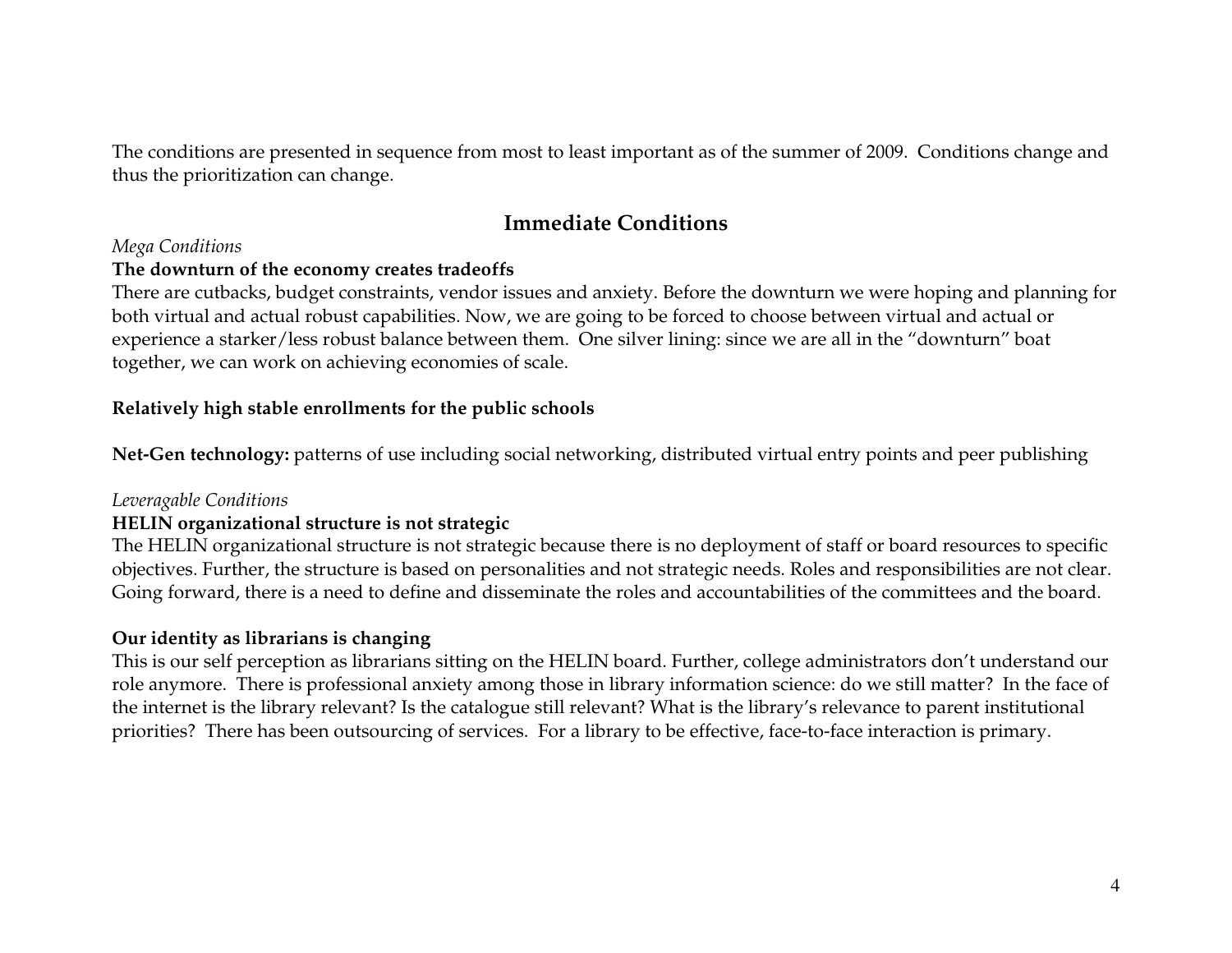The conditions are presented in sequence from most to least important as of the summer of 2009. Conditions change and thus the prioritization can change.

## Immediate Conditions

*Mega Conditions*

**The downturn of the economy creates tradeoffs**

There are cutbacks, budget constraints, vendor issues and anxiety. Before the downturn we were hoping and planning for both virtual and actual robust capabilities. Now, we are going to be forced to choose between virtual and actual or experience a starker/less robust balance between them. One silver lining: since we are all in the "downturn" boat together, we can work on achieving economies of scale.

**Relatively high stable enrollments for the public schools**

**Net-Gen technology:** patterns of use including social networking, distributed virtual entry points and peer publishing

*Leveragable Conditions*

**HELIN organizational structure is not strategic**

The HELIN organizational structure is not strategic because there is no deployment of staff or board resources to specific objectives. Further, the structure is based on personalities and not strategic needs. Roles and responsibilities are not clear. Going forward, there is a need to define and disseminate the roles and accountabilities of the committees and the board.

**Our identity as librarians is changing**

This is our self perception as librarians sitting on the HELIN board. Further, college administrators don't understand our role anymore. There is professional anxiety among those in library information science: do we still matter? In the face of the internet is the library relevant? Is the catalogue still relevant? What is the library's relevance to parent institutional priorities? There has been outsourcing of services. For a library to be effective, face-to-face interaction is primary.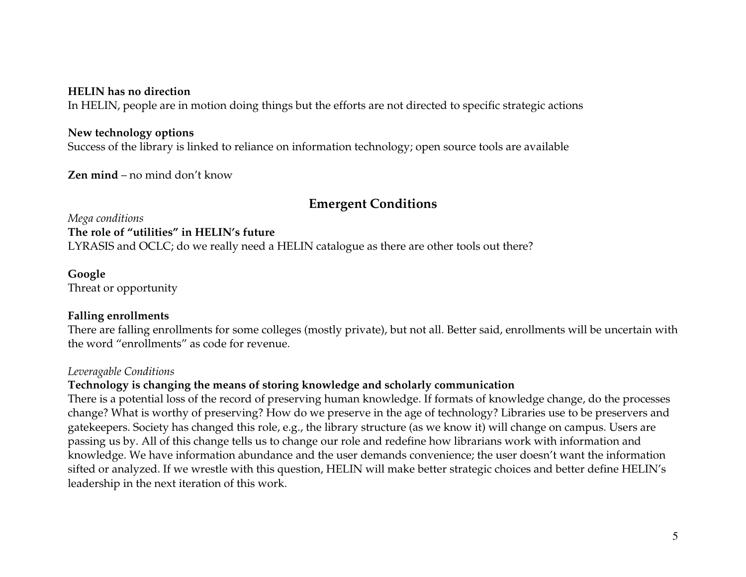**HELIN has no direction**

In HELIN, people are in motion doing things but the efforts are not directed to specific strategic actions

**New technology options**

Success of the library is linked to reliance on information technology; open source tools are available

**Zen mind** – no mind don't know

## Emergent Conditions

*Mega conditions*

**The role of "utilities" in HELIN's future**

LYRASIS and OCLC; do we really need a HELIN catalogue as there are other tools out there?

**Google**

Threat or opportunity

**Falling enrollments**

There are falling enrollments for some colleges (mostly private), but not all. Better said, enrollments will be uncertain with the word "enrollments" as code for revenue.

*Leveragable Conditions*

**Technology is changing the means of storing knowledge and scholarly communication**

There is a potential loss of the record of preserving human knowledge. If formats of knowledge change, do the processes change? What is worthy of preserving? How do we preserve in the age of technology? Libraries use to be preservers and gatekeepers. Society has changed this role, e.g., the library structure (as we know it) will change on campus. Users are passing us by. All of this change tells us to change our role and redefine how librarians work with information and knowledge. We have information abundance and the user demands convenience; the user doesn't want the information sifted or analyzed. If we wrestle with this question, HELIN will make better strategic choices and better define HELIN's leadership in the next iteration of this work.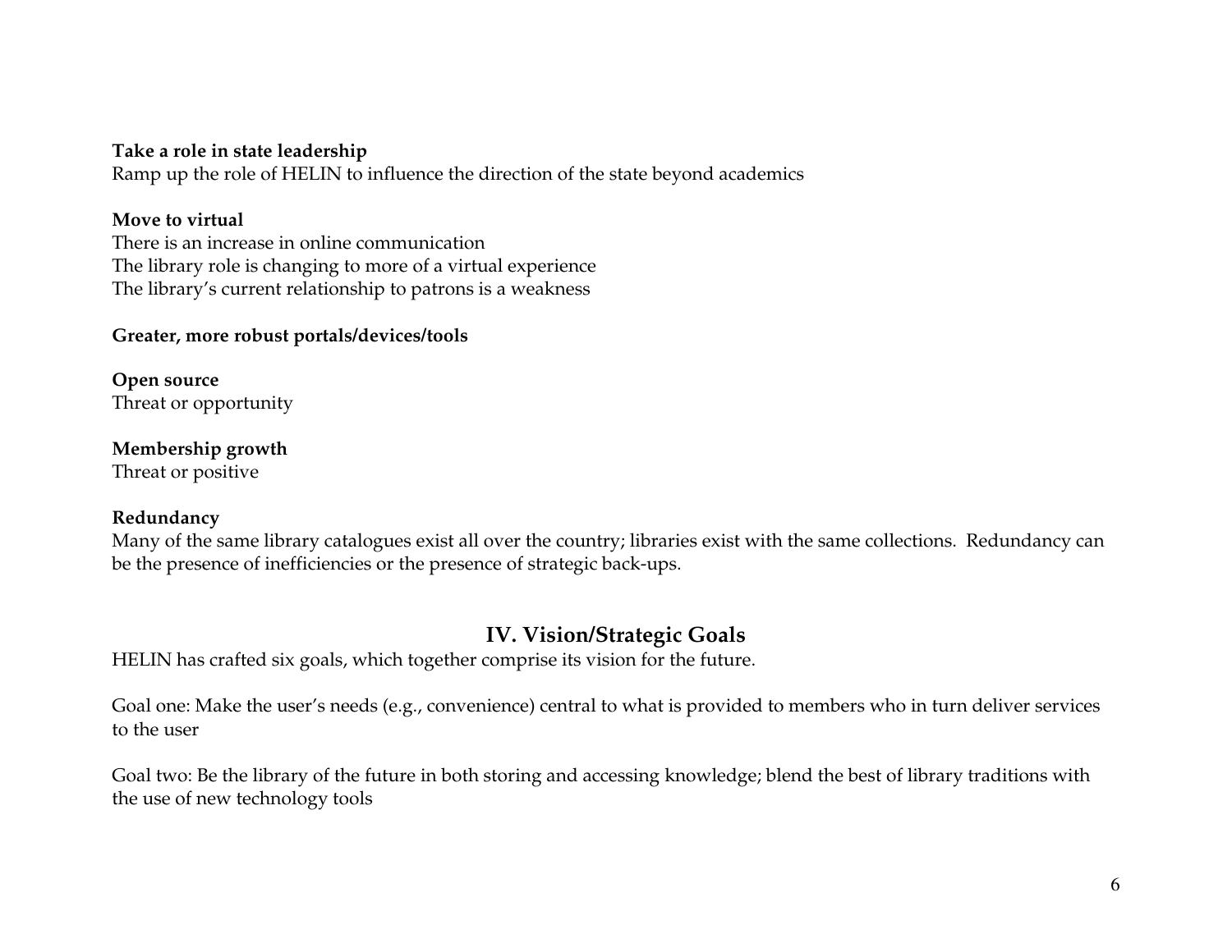**Take a role in state leadership**
Ramp up the role of HELIN to influence the direction of the state beyond academics

**Move to virtual**
There is an increase in online communication
The library role is changing to more of a virtual experience
The library's current relationship to patrons is a weakness

**Greater, more robust portals/devices/tools**

**Open source**
Threat or opportunity

**Membership growth**
Threat or positive

**Redundancy**
Many of the same library catalogues exist all over the country; libraries exist with the same collections. Redundancy can be the presence of inefficiencies or the presence of strategic back-ups.

## IV. Vision/Strategic Goals

HELIN has crafted six goals, which together comprise its vision for the future.

Goal one: Make the user's needs (e.g., convenience) central to what is provided to members who in turn deliver services to the user

Goal two: Be the library of the future in both storing and accessing knowledge; blend the best of library traditions with the use of new technology tools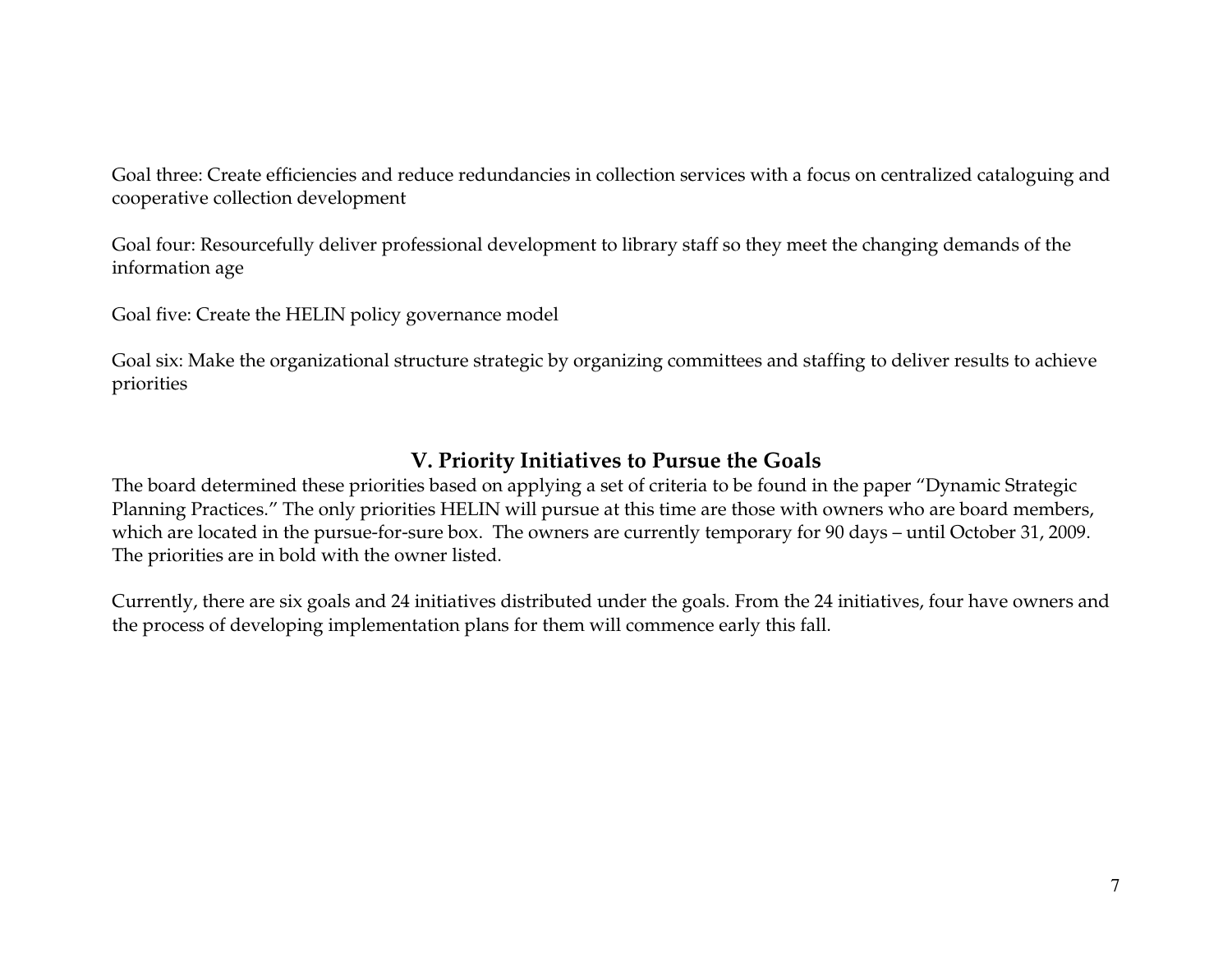Goal three: Create efficiencies and reduce redundancies in collection services with a focus on centralized cataloguing and cooperative collection development

Goal four: Resourcefully deliver professional development to library staff so they meet the changing demands of the information age

Goal five: Create the HELIN policy governance model

Goal six: Make the organizational structure strategic by organizing committees and staffing to deliver results to achieve priorities

## V. Priority Initiatives to Pursue the Goals

The board determined these priorities based on applying a set of criteria to be found in the paper "Dynamic Strategic Planning Practices." The only priorities HELIN will pursue at this time are those with owners who are board members, which are located in the pursue-for-sure box. The owners are currently temporary for 90 days – until October 31, 2009. The priorities are in bold with the owner listed.

Currently, there are six goals and 24 initiatives distributed under the goals. From the 24 initiatives, four have owners and the process of developing implementation plans for them will commence early this fall.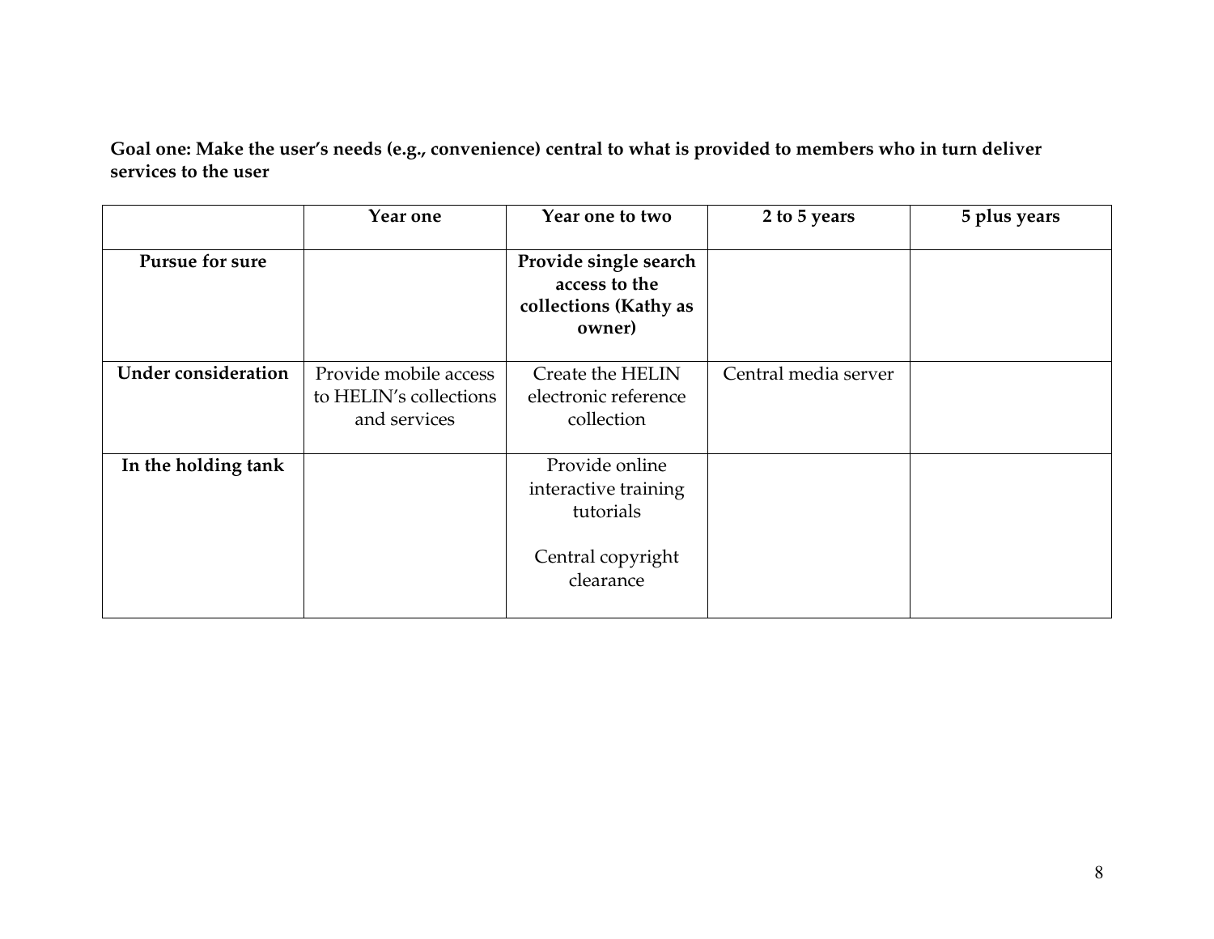**Goal one: Make the user's needs (e.g., convenience) central to what is provided to members who in turn deliver services to the user**

| | Year one | Year one to two | 2 to 5 years | 5 plus years |
|---|---|---|---|---|
| **Pursue for sure** | | **Provide single search access to the collections (Kathy as owner)** | | |
| **Under consideration** | Provide mobile access to HELIN's collections and services | Create the HELIN electronic reference collection | Central media server | |
| **In the holding tank** | | Provide online interactive training tutorials<br><br>Central copyright clearance | | |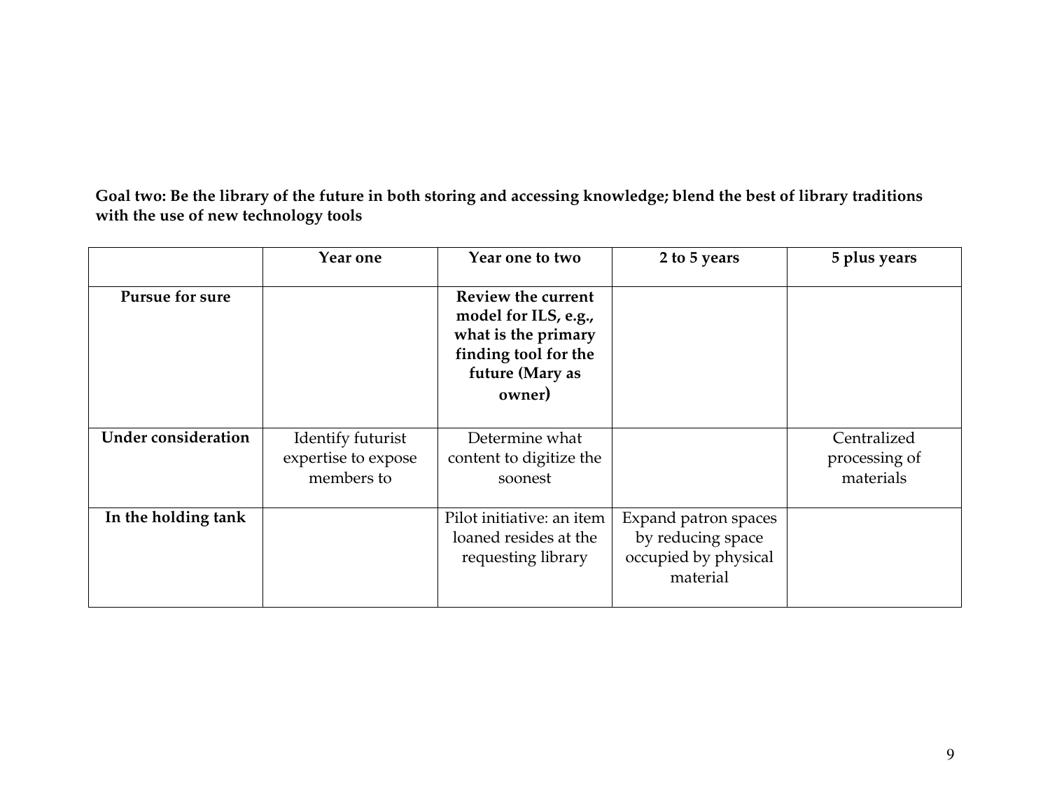**Goal two: Be the library of the future in both storing and accessing knowledge; blend the best of library traditions with the use of new technology tools**

| | Year one | Year one to two | 2 to 5 years | 5 plus years |
|---|---|---|---|---|
| **Pursue for sure** | | **Review the current model for ILS, e.g., what is the primary finding tool for the future (Mary as owner)** | | |
| **Under consideration** | Identify futurist expertise to expose members to | Determine what content to digitize the soonest | | Centralized processing of materials |
| **In the holding tank** | | Pilot initiative: an item loaned resides at the requesting library | Expand patron spaces by reducing space occupied by physical material | |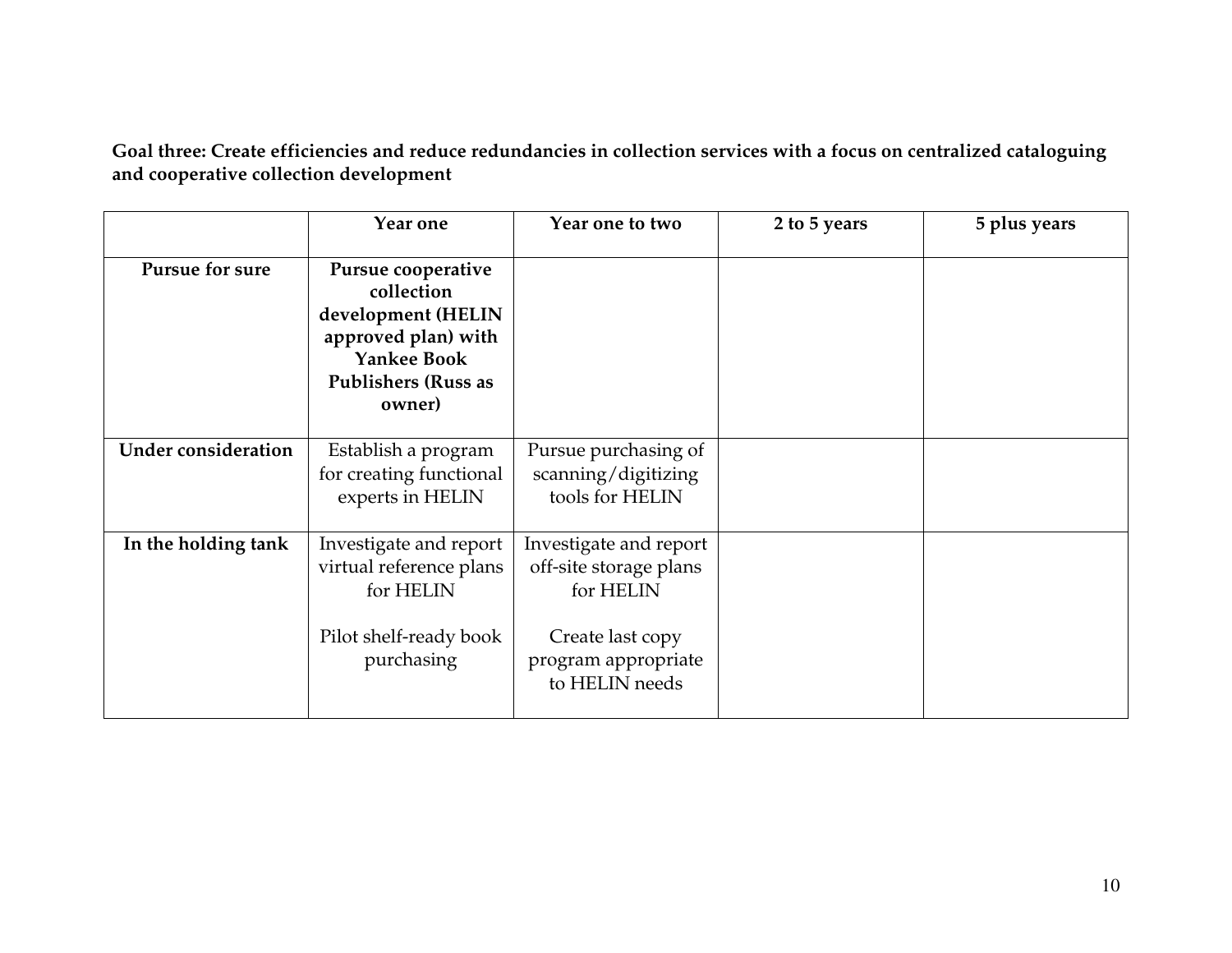**Goal three: Create efficiencies and reduce redundancies in collection services with a focus on centralized cataloguing and cooperative collection development**

| | Year one | Year one to two | 2 to 5 years | 5 plus years |
|---|---|---|---|---|
| **Pursue for sure** | **Pursue cooperative collection development (HELIN approved plan) with Yankee Book Publishers (Russ as owner)** | | | |
| **Under consideration** | Establish a program for creating functional experts in HELIN | Pursue purchasing of scanning/digitizing tools for HELIN | | |
| **In the holding tank** | Investigate and report virtual reference plans for HELIN<br><br>Pilot shelf-ready book purchasing | Investigate and report off-site storage plans for HELIN<br><br>Create last copy program appropriate to HELIN needs | | |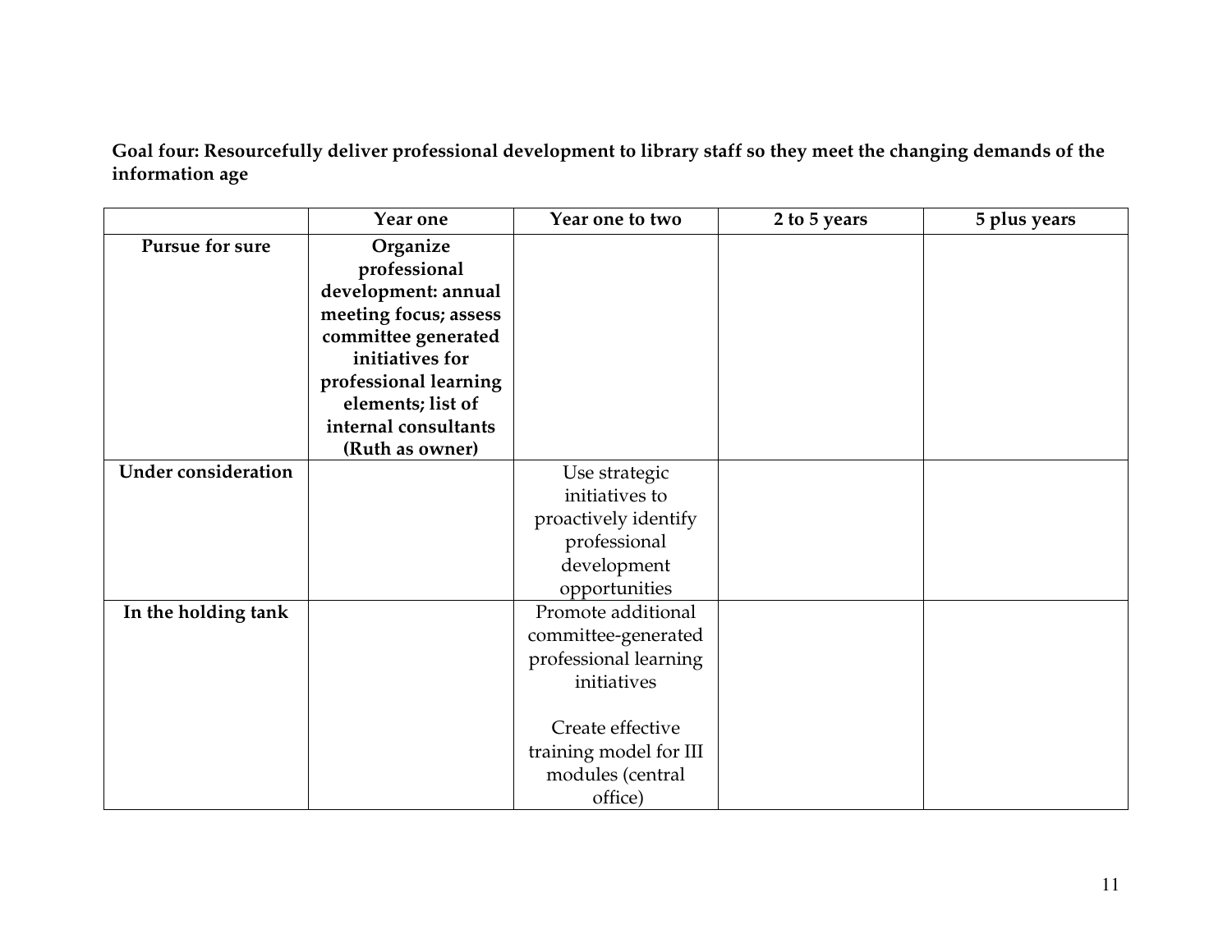**Goal four: Resourcefully deliver professional development to library staff so they meet the changing demands of the information age**

| | Year one | Year one to two | 2 to 5 years | 5 plus years |
|---|---|---|---|---|
| **Pursue for sure** | **Organize professional development: annual meeting focus; assess committee generated initiatives for professional learning elements; list of internal consultants (Ruth as owner)** | | | |
| **Under consideration** | | Use strategic initiatives to proactively identify professional development opportunities | | |
| **In the holding tank** | | Promote additional committee-generated professional learning initiatives<br><br>Create effective training model for III modules (central office) | | |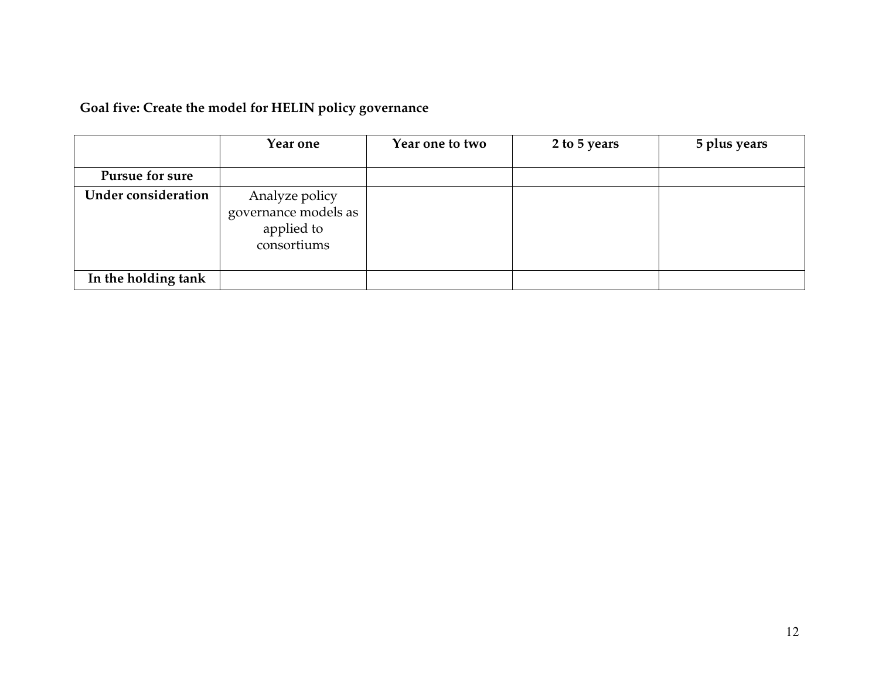**Goal five: Create the model for HELIN policy governance**

| | Year one | Year one to two | 2 to 5 years | 5 plus years |
|---|---|---|---|---|
| **Pursue for sure** | | | | |
| **Under consideration** | Analyze policy governance models as applied to consortiums | | | |
| **In the holding tank** | | | | |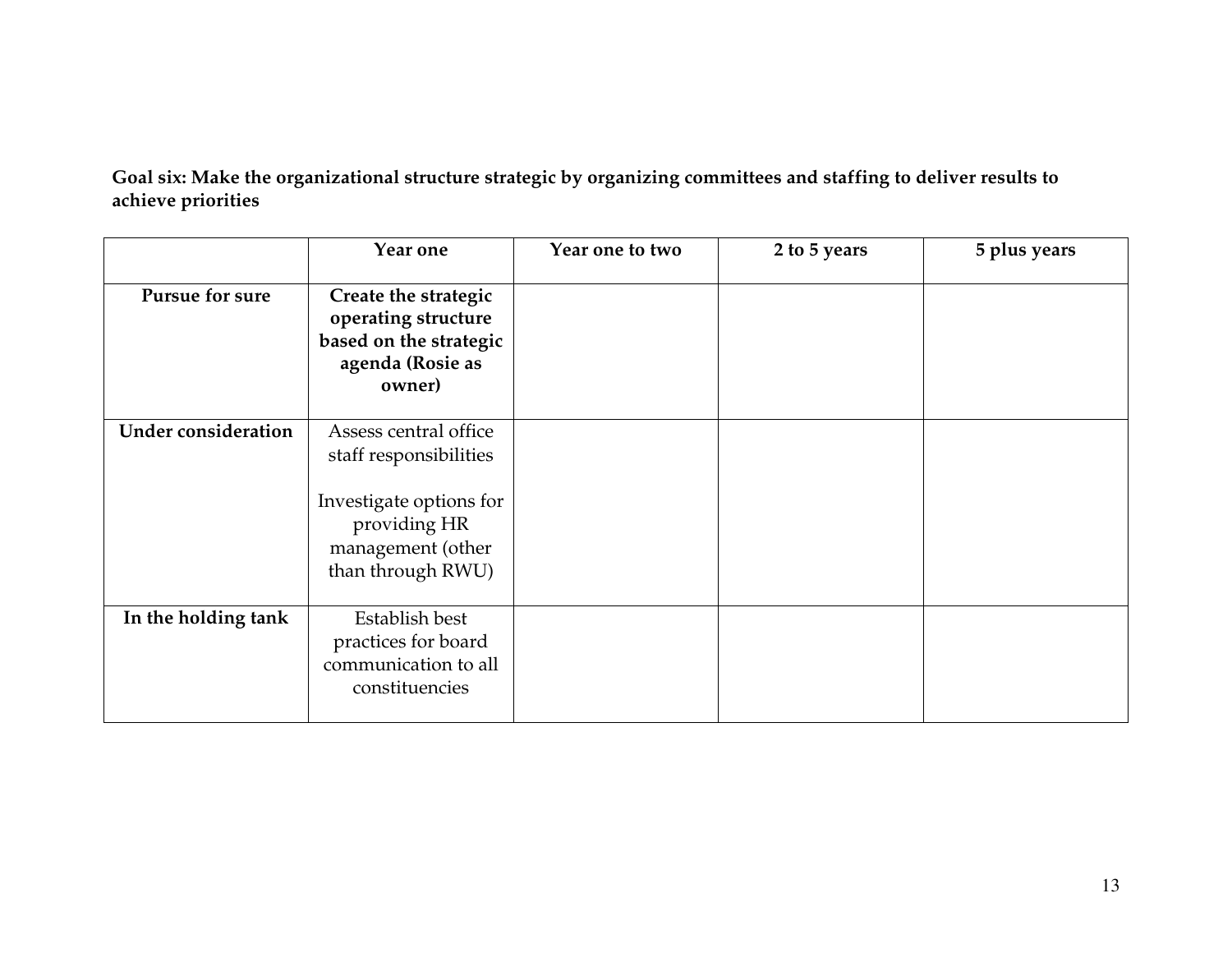**Goal six: Make the organizational structure strategic by organizing committees and staffing to deliver results to achieve priorities**

| | Year one | Year one to two | 2 to 5 years | 5 plus years |
|---|---|---|---|---|
| **Pursue for sure** | **Create the strategic operating structure based on the strategic agenda (Rosie as owner)** | | | |
| **Under consideration** | Assess central office staff responsibilities<br><br>Investigate options for providing HR management (other than through RWU) | | | |
| **In the holding tank** | Establish best practices for board communication to all constituencies | | | |